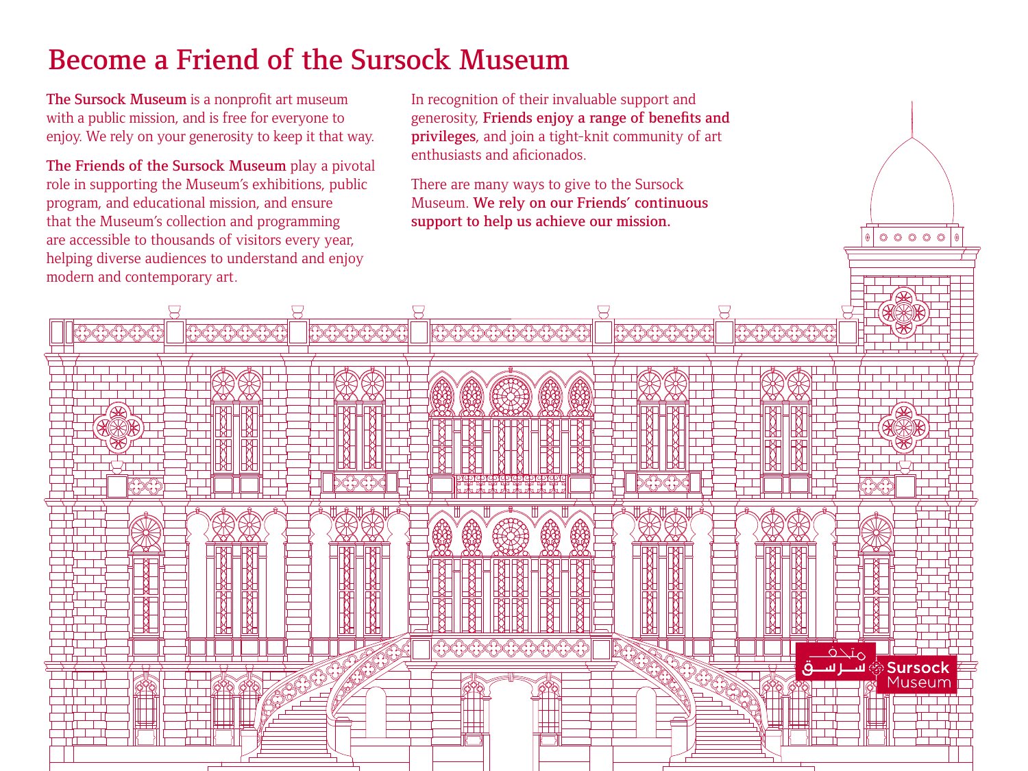# Become a Friend of the Sursock Museum

**The Sursock Museum** is a nonprofit art museum with a public mission, and is free for everyone to enjoy. We rely on your generosity to keep it that way.

**The Friends of the Sursock Museum** play a pivotal role in supporting the Museum's exhibitions, public program, and educational mission, and ensure that the Museum's collection and programming are accessible to thousands of visitors every year, helping diverse audiences to understand and enjoy modern and contemporary art.

In recognition of their invaluable support and generosity, **Friends enjoy a range of benefits and privileges**, and join a tight-knit community of art enthusiasts and aficionados.

There are many ways to give to the Sursock Museum. **We rely on our Friends' continuous support to help us achieve our mission.**

متحف سرسق Sursock Museum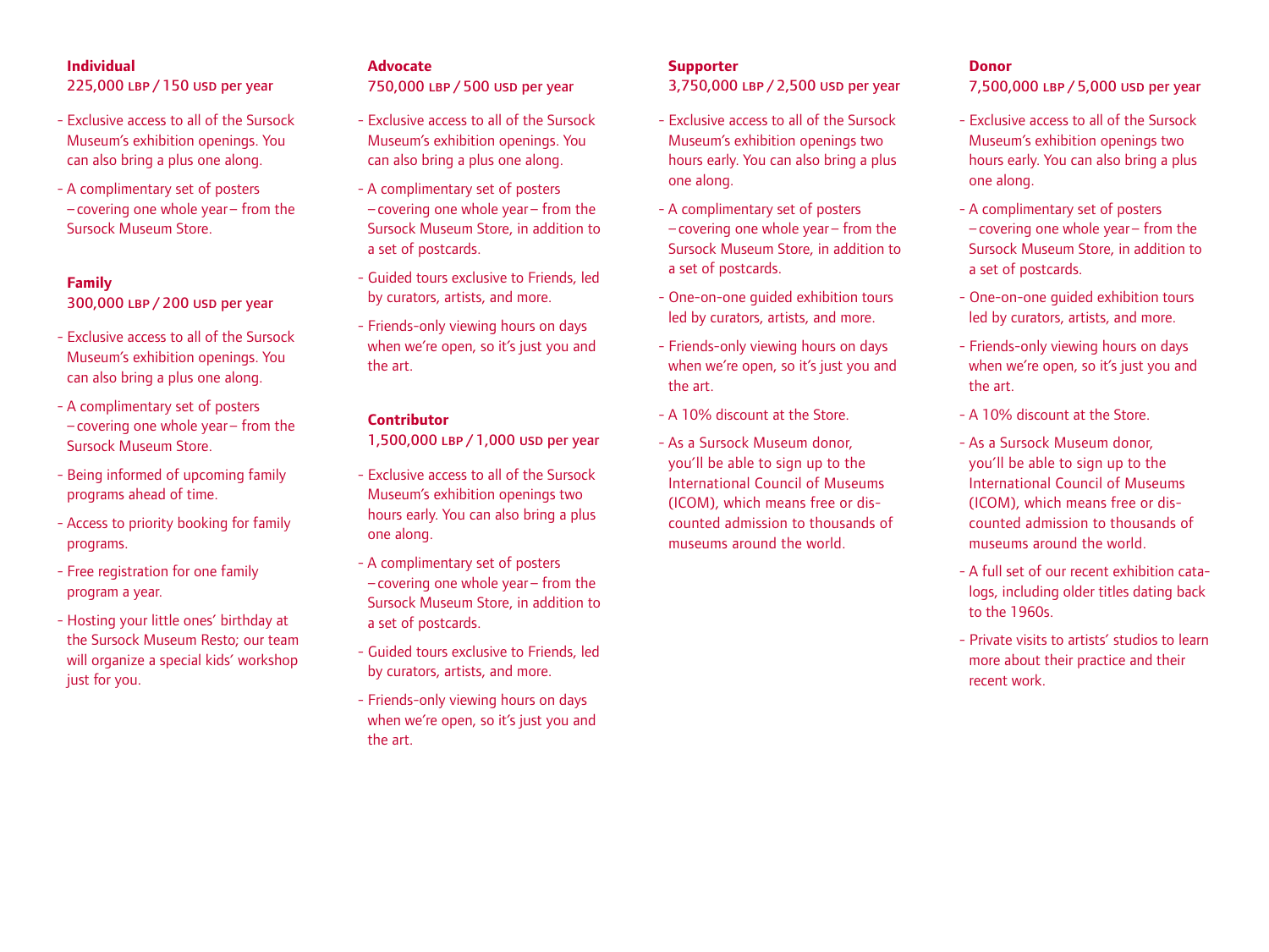**Individual**
225,000 LBP / 150 USD per year

- Exclusive access to all of the Sursock Museum's exhibition openings. You can also bring a plus one along.
- A complimentary set of posters – covering one whole year – from the Sursock Museum Store.

**Family**
300,000 LBP / 200 USD per year

- Exclusive access to all of the Sursock Museum's exhibition openings. You can also bring a plus one along.
- A complimentary set of posters – covering one whole year – from the Sursock Museum Store.
- Being informed of upcoming family programs ahead of time.
- Access to priority booking for family programs.
- Free registration for one family program a year.
- Hosting your little ones' birthday at the Sursock Museum Resto; our team will organize a special kids' workshop just for you.

**Advocate**
750,000 LBP / 500 USD per year

- Exclusive access to all of the Sursock Museum's exhibition openings. You can also bring a plus one along.
- A complimentary set of posters – covering one whole year – from the Sursock Museum Store, in addition to a set of postcards.
- Guided tours exclusive to Friends, led by curators, artists, and more.
- Friends-only viewing hours on days when we're open, so it's just you and the art.

**Contributor**
1,500,000 LBP / 1,000 USD per year

- Exclusive access to all of the Sursock Museum's exhibition openings two hours early. You can also bring a plus one along.
- A complimentary set of posters – covering one whole year – from the Sursock Museum Store, in addition to a set of postcards.
- Guided tours exclusive to Friends, led by curators, artists, and more.
- Friends-only viewing hours on days when we're open, so it's just you and the art.

**Supporter**
3,750,000 LBP / 2,500 USD per year

- Exclusive access to all of the Sursock Museum's exhibition openings two hours early. You can also bring a plus one along.
- A complimentary set of posters – covering one whole year – from the Sursock Museum Store, in addition to a set of postcards.
- One-on-one guided exhibition tours led by curators, artists, and more.
- Friends-only viewing hours on days when we're open, so it's just you and the art.
- A 10% discount at the Store.
- As a Sursock Museum donor, you'll be able to sign up to the International Council of Museums (ICOM), which means free or discounted admission to thousands of museums around the world.

**Donor**
7,500,000 LBP / 5,000 USD per year

- Exclusive access to all of the Sursock Museum's exhibition openings two hours early. You can also bring a plus one along.
- A complimentary set of posters – covering one whole year – from the Sursock Museum Store, in addition to a set of postcards.
- One-on-one guided exhibition tours led by curators, artists, and more.
- Friends-only viewing hours on days when we're open, so it's just you and the art.
- A 10% discount at the Store.
- As a Sursock Museum donor, you'll be able to sign up to the International Council of Museums (ICOM), which means free or discounted admission to thousands of museums around the world.
- A full set of our recent exhibition catalogs, including older titles dating back to the 1960s.
- Private visits to artists' studios to learn more about their practice and their recent work.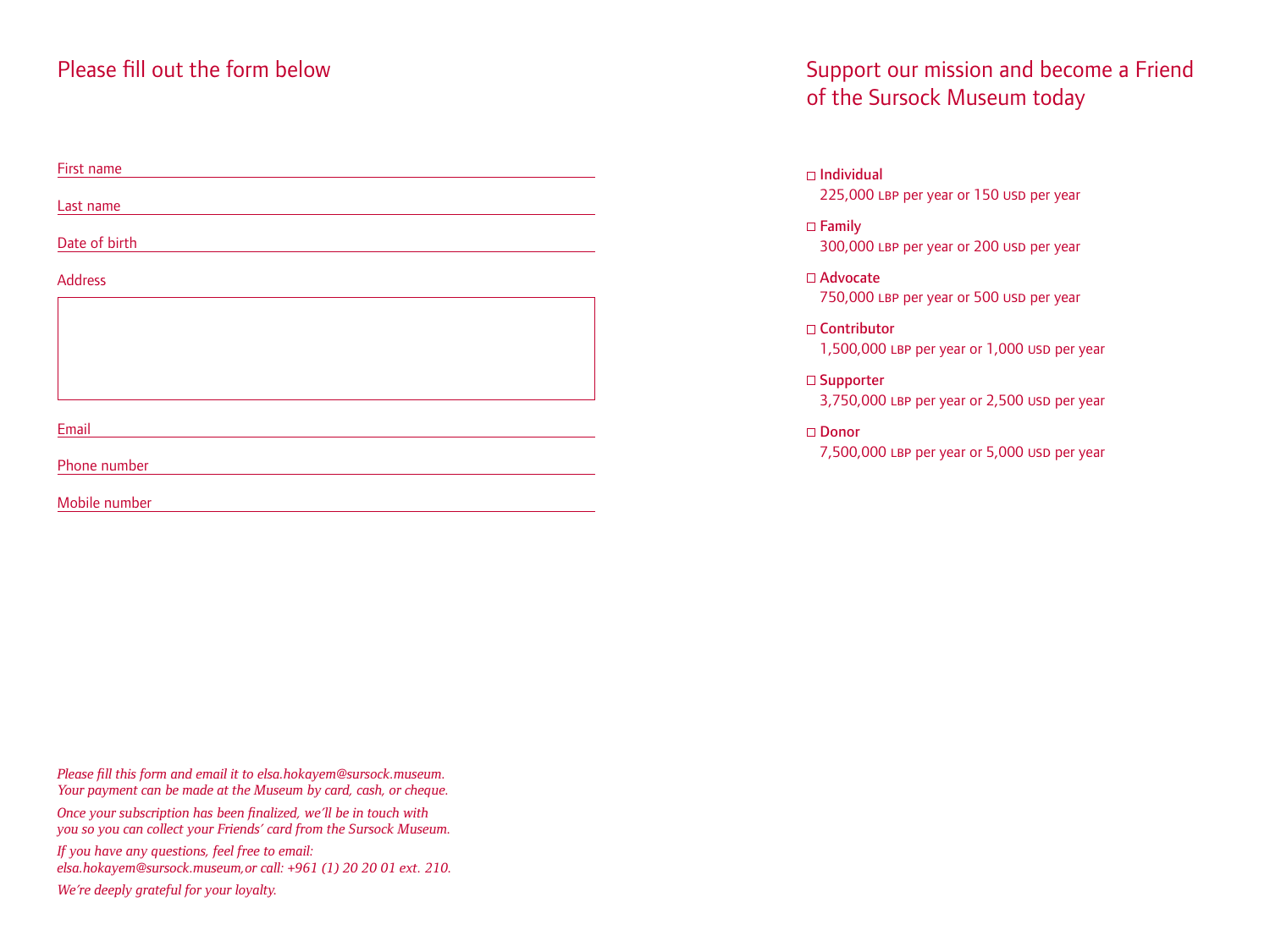## Please fill out the form below

First name ______________________________

Last name ______________________________

Date of birth ______________________________

Address

______________________________

Email ______________________________

Phone number ______________________________

Mobile number ______________________________

*Please fill this form and email it to elsa.hokayem@sursock.museum. Your payment can be made at the Museum by card, cash, or cheque.*

*Once your subscription has been finalized, we'll be in touch with you so you can collect your Friends' card from the Sursock Museum.*

*If you have any questions, feel free to email: elsa.hokayem@sursock.museum,or call: +961 (1) 20 20 01 ext. 210.*

*We're deeply grateful for your loyalty.*

## Support our mission and become a Friend of the Sursock Museum today

- ☐ **Individual**
  225,000 LBP per year or 150 USD per year
- ☐ **Family**
  300,000 LBP per year or 200 USD per year
- ☐ **Advocate**
  750,000 LBP per year or 500 USD per year
- ☐ **Contributor**
  1,500,000 LBP per year or 1,000 USD per year
- ☐ **Supporter**
  3,750,000 LBP per year or 2,500 USD per year
- ☐ **Donor**
  7,500,000 LBP per year or 5,000 USD per year